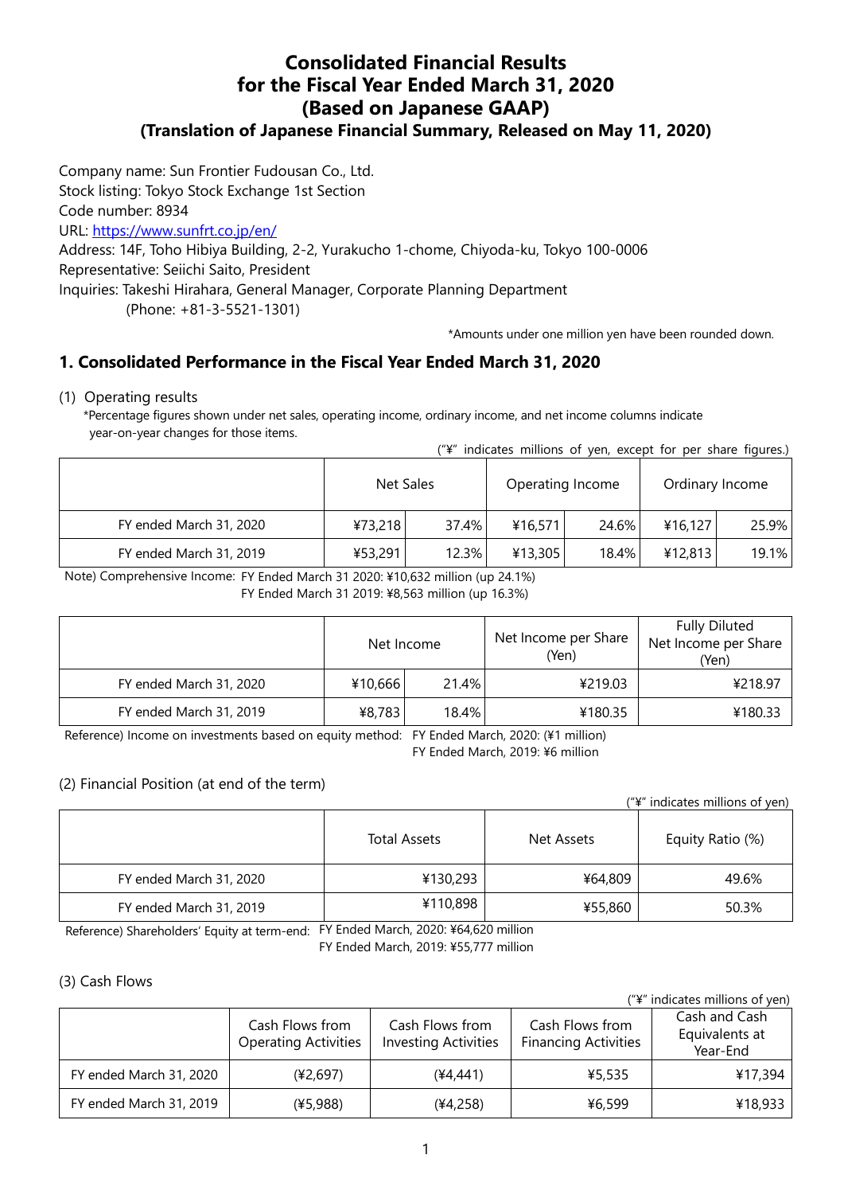# Consolidated Financial Results for the Fiscal Year Ended March 31, 2020 (Based on Japanese GAAP)

## (Translation of Japanese Financial Summary, Released on May 11, 2020)

Company name: Sun Frontier Fudousan Co., Ltd.
Stock listing: Tokyo Stock Exchange 1st Section
Code number: 8934
URL: https://www.sunfrt.co.jp/en/
Address: 14F, Toho Hibiya Building, 2-2, Yurakucho 1-chome, Chiyoda-ku, Tokyo 100-0006
Representative: Seiichi Saito, President
Inquiries: Takeshi Hirahara, General Manager, Corporate Planning Department
(Phone: +81-3-5521-1301)

*Amounts under one million yen have been rounded down.

## 1. Consolidated Performance in the Fiscal Year Ended March 31, 2020

(1) Operating results

*Percentage figures shown under net sales, operating income, ordinary income, and net income columns indicate year-on-year changes for those items.

("¥" indicates millions of yen, except for per share figures.)

| | Net Sales | | Operating Income | | Ordinary Income | |
|---|---|---|---|---|---|---|
| FY ended March 31, 2020 | ¥73,218 | 37.4% | ¥16,571 | 24.6% | ¥16,127 | 25.9% |
| FY ended March 31, 2019 | ¥53,291 | 12.3% | ¥13,305 | 18.4% | ¥12,813 | 19.1% |

Note) Comprehensive Income: FY Ended March 31 2020: ¥10,632 million (up 24.1%)
FY Ended March 31 2019: ¥8,563 million (up 16.3%)

| | Net Income | | Net Income per Share (Yen) | Fully Diluted Net Income per Share (Yen) |
|---|---|---|---|---|
| FY ended March 31, 2020 | ¥10,666 | 21.4% | ¥219.03 | ¥218.97 |
| FY ended March 31, 2019 | ¥8,783 | 18.4% | ¥180.35 | ¥180.33 |

Reference) Income on investments based on equity method: FY Ended March, 2020: (¥1 million)
FY Ended March, 2019: ¥6 million

(2) Financial Position (at end of the term)

("¥" indicates millions of yen)

| | Total Assets | Net Assets | Equity Ratio (%) |
|---|---|---|---|
| FY ended March 31, 2020 | ¥130,293 | ¥64,809 | 49.6% |
| FY ended March 31, 2019 | ¥110,898 | ¥55,860 | 50.3% |

Reference) Shareholders' Equity at term-end: FY Ended March, 2020: ¥64,620 million
FY Ended March, 2019: ¥55,777 million

(3) Cash Flows

("¥" indicates millions of yen)

| | Cash Flows from Operating Activities | Cash Flows from Investing Activities | Cash Flows from Financing Activities | Cash and Cash Equivalents at Year-End |
|---|---|---|---|---|
| FY ended March 31, 2020 | (¥2,697) | (¥4,441) | ¥5,535 | ¥17,394 |
| FY ended March 31, 2019 | (¥5,988) | (¥4,258) | ¥6,599 | ¥18,933 |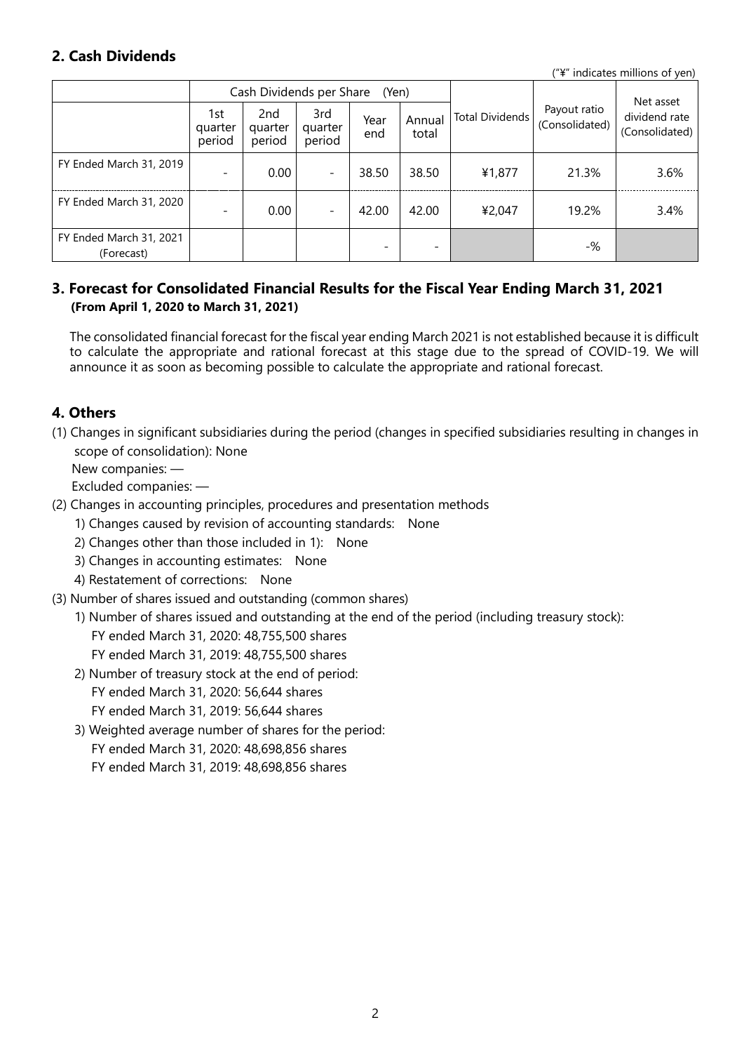## 2. Cash Dividends

("¥" indicates millions of yen)

| | Cash Dividends per Share (Yen) | | | | | Total Dividends | Payout ratio (Consolidated) | Net asset dividend rate (Consolidated) |
|---|---|---|---|---|---|---|---|---|
| | 1st quarter period | 2nd quarter period | 3rd quarter period | Year end | Annual total | | | |
| FY Ended March 31, 2019 | - | 0.00 | - | 38.50 | 38.50 | ¥1,877 | 21.3% | 3.6% |
| FY Ended March 31, 2020 | - | 0.00 | - | 42.00 | 42.00 | ¥2,047 | 19.2% | 3.4% |
| FY Ended March 31, 2021 (Forecast) | | | | - | - | | -% | |

## 3. Forecast for Consolidated Financial Results for the Fiscal Year Ending March 31, 2021

**(From April 1, 2020 to March 31, 2021)**

The consolidated financial forecast for the fiscal year ending March 2021 is not established because it is difficult to calculate the appropriate and rational forecast at this stage due to the spread of COVID-19. We will announce it as soon as becoming possible to calculate the appropriate and rational forecast.

## 4. Others

(1) Changes in significant subsidiaries during the period (changes in specified subsidiaries resulting in changes in scope of consolidation): None

New companies: —

Excluded companies: —

(2) Changes in accounting principles, procedures and presentation methods

1) Changes caused by revision of accounting standards: None

2) Changes other than those included in 1): None

3) Changes in accounting estimates: None

4) Restatement of corrections: None

(3) Number of shares issued and outstanding (common shares)

1) Number of shares issued and outstanding at the end of the period (including treasury stock):

FY ended March 31, 2020: 48,755,500 shares

FY ended March 31, 2019: 48,755,500 shares

2) Number of treasury stock at the end of period:

FY ended March 31, 2020: 56,644 shares

FY ended March 31, 2019: 56,644 shares

3) Weighted average number of shares for the period:

FY ended March 31, 2020: 48,698,856 shares

FY ended March 31, 2019: 48,698,856 shares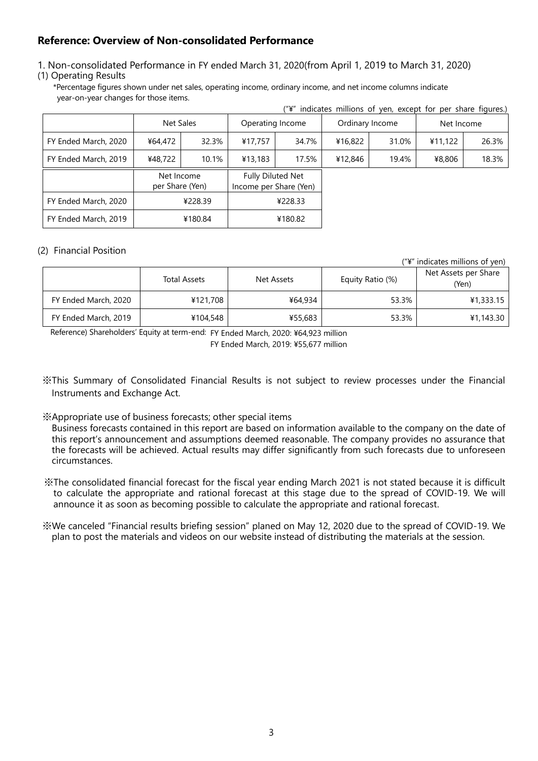## Reference: Overview of Non-consolidated Performance

1. Non-consolidated Performance in FY ended March 31, 2020(from April 1, 2019 to March 31, 2020)

(1) Operating Results

*Percentage figures shown under net sales, operating income, ordinary income, and net income columns indicate year-on-year changes for those items.

("¥" indicates millions of yen, except for per share figures.)

| | Net Sales | | Operating Income | | Ordinary Income | | Net Income | |
|---|---|---|---|---|---|---|---|---|
| FY Ended March, 2020 | ¥64,472 | 32.3% | ¥17,757 | 34.7% | ¥16,822 | 31.0% | ¥11,122 | 26.3% |
| FY Ended March, 2019 | ¥48,722 | 10.1% | ¥13,183 | 17.5% | ¥12,846 | 19.4% | ¥8,806 | 18.3% |

| | Net Income per Share (Yen) | Fully Diluted Net Income per Share (Yen) |
|---|---|---|
| FY Ended March, 2020 | ¥228.39 | ¥228.33 |
| FY Ended March, 2019 | ¥180.84 | ¥180.82 |

(2) Financial Position

("¥" indicates millions of yen)

| | Total Assets | Net Assets | Equity Ratio (%) | Net Assets per Share (Yen) |
|---|---|---|---|---|
| FY Ended March, 2020 | ¥121,708 | ¥64,934 | 53.3% | ¥1,333.15 |
| FY Ended March, 2019 | ¥104,548 | ¥55,683 | 53.3% | ¥1,143.30 |

Reference) Shareholders' Equity at term-end: FY Ended March, 2020: ¥64,923 million
FY Ended March, 2019: ¥55,677 million

※This Summary of Consolidated Financial Results is not subject to review processes under the Financial Instruments and Exchange Act.

※Appropriate use of business forecasts; other special items
Business forecasts contained in this report are based on information available to the company on the date of this report's announcement and assumptions deemed reasonable. The company provides no assurance that the forecasts will be achieved. Actual results may differ significantly from such forecasts due to unforeseen circumstances.

※The consolidated financial forecast for the fiscal year ending March 2021 is not stated because it is difficult to calculate the appropriate and rational forecast at this stage due to the spread of COVID-19. We will announce it as soon as becoming possible to calculate the appropriate and rational forecast.

※We canceled "Financial results briefing session" planed on May 12, 2020 due to the spread of COVID-19. We plan to post the materials and videos on our website instead of distributing the materials at the session.